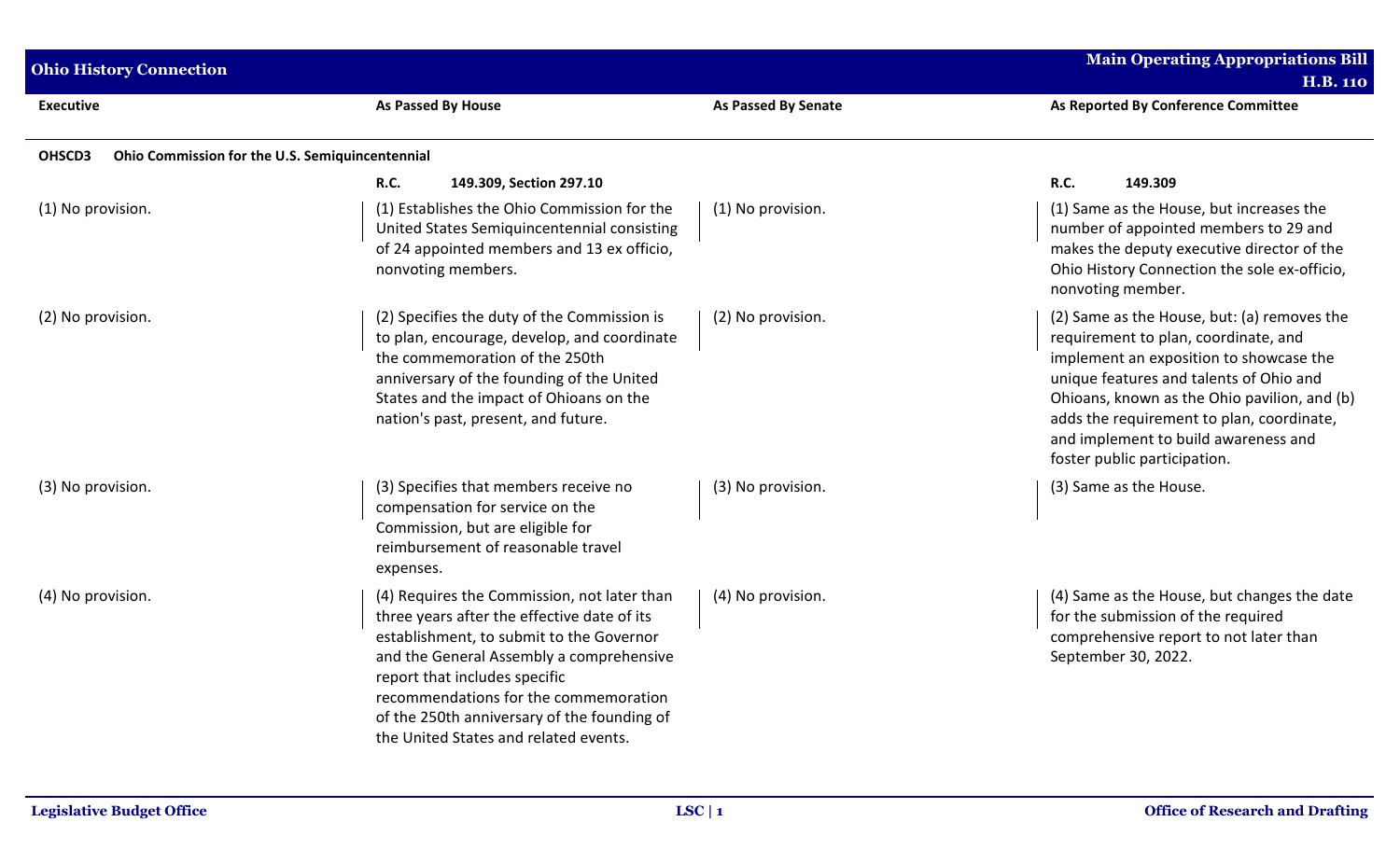| Executive | As Passed By House | As Passed By Senate | As Reported By Conference Committee |
|---|---|---|---|
| **OHSCD3 Ohio Commission for the U.S. Semiquincentennial** | | | |
| | **R.C. 149.309, Section 297.10** | | **R.C. 149.309** |
| (1) No provision. | (1) Establishes the Ohio Commission for the United States Semiquincentennial consisting of 24 appointed members and 13 ex officio, nonvoting members. | (1) No provision. | (1) Same as the House, but increases the number of appointed members to 29 and makes the deputy executive director of the Ohio History Connection the sole ex-officio, nonvoting member. |
| (2) No provision. | (2) Specifies the duty of the Commission is to plan, encourage, develop, and coordinate the commemoration of the 250th anniversary of the founding of the United States and the impact of Ohioans on the nation's past, present, and future. | (2) No provision. | (2) Same as the House, but: (a) removes the requirement to plan, coordinate, and implement an exposition to showcase the unique features and talents of Ohio and Ohioans, known as the Ohio pavilion, and (b) adds the requirement to plan, coordinate, and implement to build awareness and foster public participation. |
| (3) No provision. | (3) Specifies that members receive no compensation for service on the Commission, but are eligible for reimbursement of reasonable travel expenses. | (3) No provision. | (3) Same as the House. |
| (4) No provision. | (4) Requires the Commission, not later than three years after the effective date of its establishment, to submit to the Governor and the General Assembly a comprehensive report that includes specific recommendations for the commemoration of the 250th anniversary of the founding of the United States and related events. | (4) No provision. | (4) Same as the House, but changes the date for the submission of the required comprehensive report to not later than September 30, 2022. |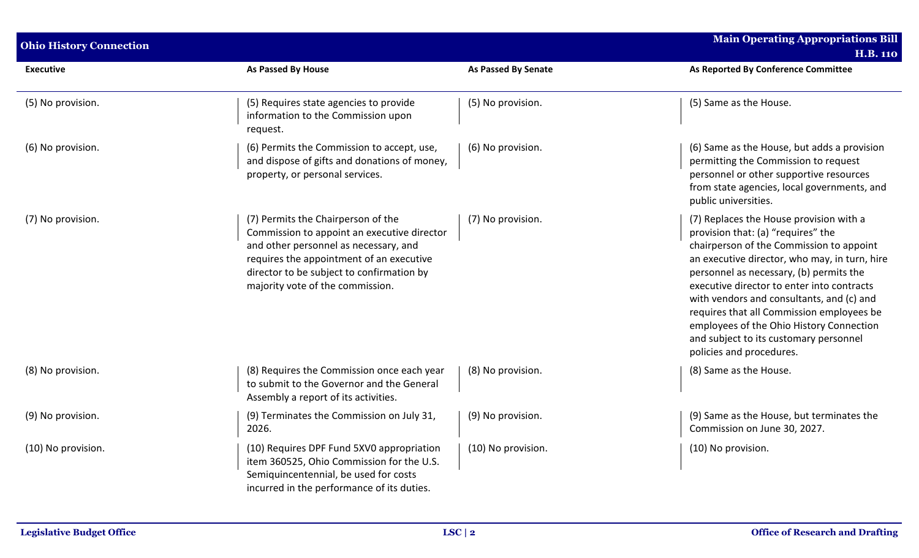| Executive | As Passed By House | As Passed By Senate | As Reported By Conference Committee |
|---|---|---|---|
| (5) No provision. | (5) Requires state agencies to provide information to the Commission upon request. | (5) No provision. | (5) Same as the House. |
| (6) No provision. | (6) Permits the Commission to accept, use, and dispose of gifts and donations of money, property, or personal services. | (6) No provision. | (6) Same as the House, but adds a provision permitting the Commission to request personnel or other supportive resources from state agencies, local governments, and public universities. |
| (7) No provision. | (7) Permits the Chairperson of the Commission to appoint an executive director and other personnel as necessary, and requires the appointment of an executive director to be subject to confirmation by majority vote of the commission. | (7) No provision. | (7) Replaces the House provision with a provision that: (a) "requires" the chairperson of the Commission to appoint an executive director, who may, in turn, hire personnel as necessary, (b) permits the executive director to enter into contracts with vendors and consultants, and (c) and requires that all Commission employees be employees of the Ohio History Connection and subject to its customary personnel policies and procedures. |
| (8) No provision. | (8) Requires the Commission once each year to submit to the Governor and the General Assembly a report of its activities. | (8) No provision. | (8) Same as the House. |
| (9) No provision. | (9) Terminates the Commission on July 31, 2026. | (9) No provision. | (9) Same as the House, but terminates the Commission on June 30, 2027. |
| (10) No provision. | (10) Requires DPF Fund 5XV0 appropriation item 360525, Ohio Commission for the U.S. Semiquincentennial, be used for costs incurred in the performance of its duties. | (10) No provision. | (10) No provision. |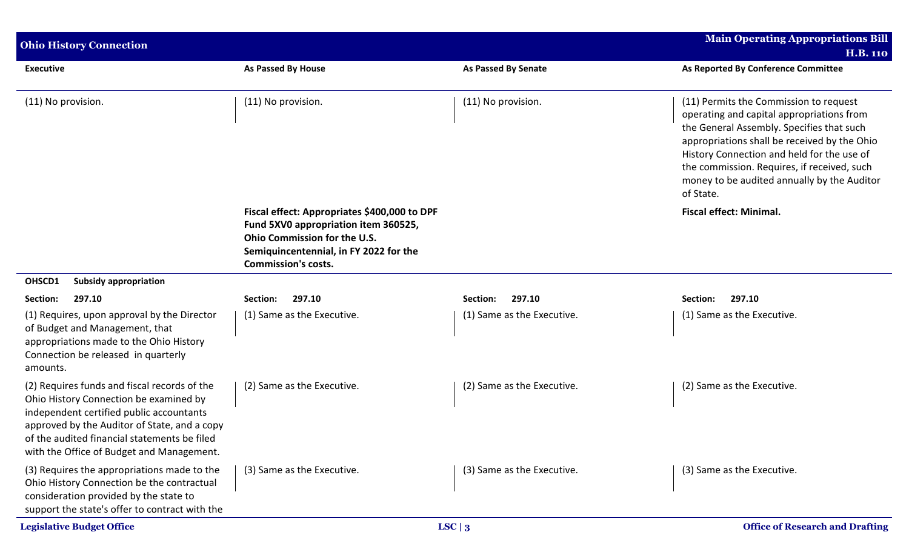| Executive | As Passed By House | As Passed By Senate | As Reported By Conference Committee |
|---|---|---|---|
| (11) No provision. | (11) No provision. | (11) No provision. | (11) Permits the Commission to request operating and capital appropriations from the General Assembly. Specifies that such appropriations shall be received by the Ohio History Connection and held for the use of the commission. Requires, if received, such money to be audited annually by the Auditor of State. |
| | **Fiscal effect: Appropriates $400,000 to DPF Fund 5XV0 appropriation item 360525, Ohio Commission for the U.S. Semiquincentennial, in FY 2022 for the Commission's costs.** | | **Fiscal effect: Minimal.** |
| **OHSCD1 Subsidy appropriation** | | | |
| **Section: 297.10** | **Section: 297.10** | **Section: 297.10** | **Section: 297.10** |
| (1) Requires, upon approval by the Director of Budget and Management, that appropriations made to the Ohio History Connection be released in quarterly amounts. | (1) Same as the Executive. | (1) Same as the Executive. | (1) Same as the Executive. |
| (2) Requires funds and fiscal records of the Ohio History Connection be examined by independent certified public accountants approved by the Auditor of State, and a copy of the audited financial statements be filed with the Office of Budget and Management. | (2) Same as the Executive. | (2) Same as the Executive. | (2) Same as the Executive. |
| (3) Requires the appropriations made to the Ohio History Connection be the contractual consideration provided by the state to support the state's offer to contract with the | (3) Same as the Executive. | (3) Same as the Executive. | (3) Same as the Executive. |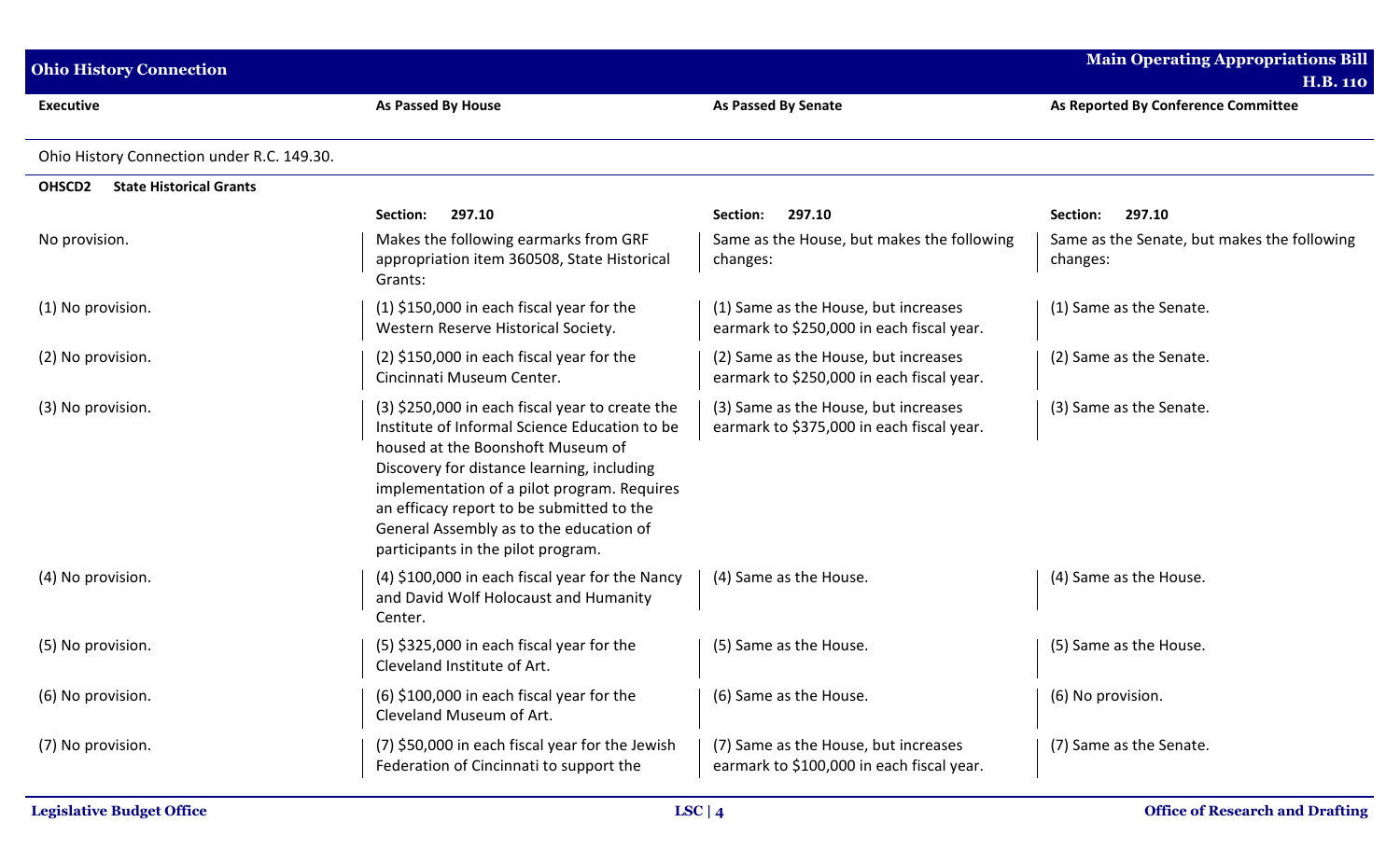| Executive | As Passed By House | As Passed By Senate | As Reported By Conference Committee |
|---|---|---|---|
| Ohio History Connection under R.C. 149.30. | | | |
| **OHSCD2 State Historical Grants** | | | |
| | **Section: 297.10** | **Section: 297.10** | **Section: 297.10** |
| No provision. | Makes the following earmarks from GRF appropriation item 360508, State Historical Grants: | Same as the House, but makes the following changes: | Same as the Senate, but makes the following changes: |
| (1) No provision. | (1) $150,000 in each fiscal year for the Western Reserve Historical Society. | (1) Same as the House, but increases earmark to $250,000 in each fiscal year. | (1) Same as the Senate. |
| (2) No provision. | (2) $150,000 in each fiscal year for the Cincinnati Museum Center. | (2) Same as the House, but increases earmark to $250,000 in each fiscal year. | (2) Same as the Senate. |
| (3) No provision. | (3) $250,000 in each fiscal year to create the Institute of Informal Science Education to be housed at the Boonshoft Museum of Discovery for distance learning, including implementation of a pilot program. Requires an efficacy report to be submitted to the General Assembly as to the education of participants in the pilot program. | (3) Same as the House, but increases earmark to $375,000 in each fiscal year. | (3) Same as the Senate. |
| (4) No provision. | (4) $100,000 in each fiscal year for the Nancy and David Wolf Holocaust and Humanity Center. | (4) Same as the House. | (4) Same as the House. |
| (5) No provision. | (5) $325,000 in each fiscal year for the Cleveland Institute of Art. | (5) Same as the House. | (5) Same as the House. |
| (6) No provision. | (6) $100,000 in each fiscal year for the Cleveland Museum of Art. | (6) Same as the House. | (6) No provision. |
| (7) No provision. | (7) $50,000 in each fiscal year for the Jewish Federation of Cincinnati to support the | (7) Same as the House, but increases earmark to $100,000 in each fiscal year. | (7) Same as the Senate. |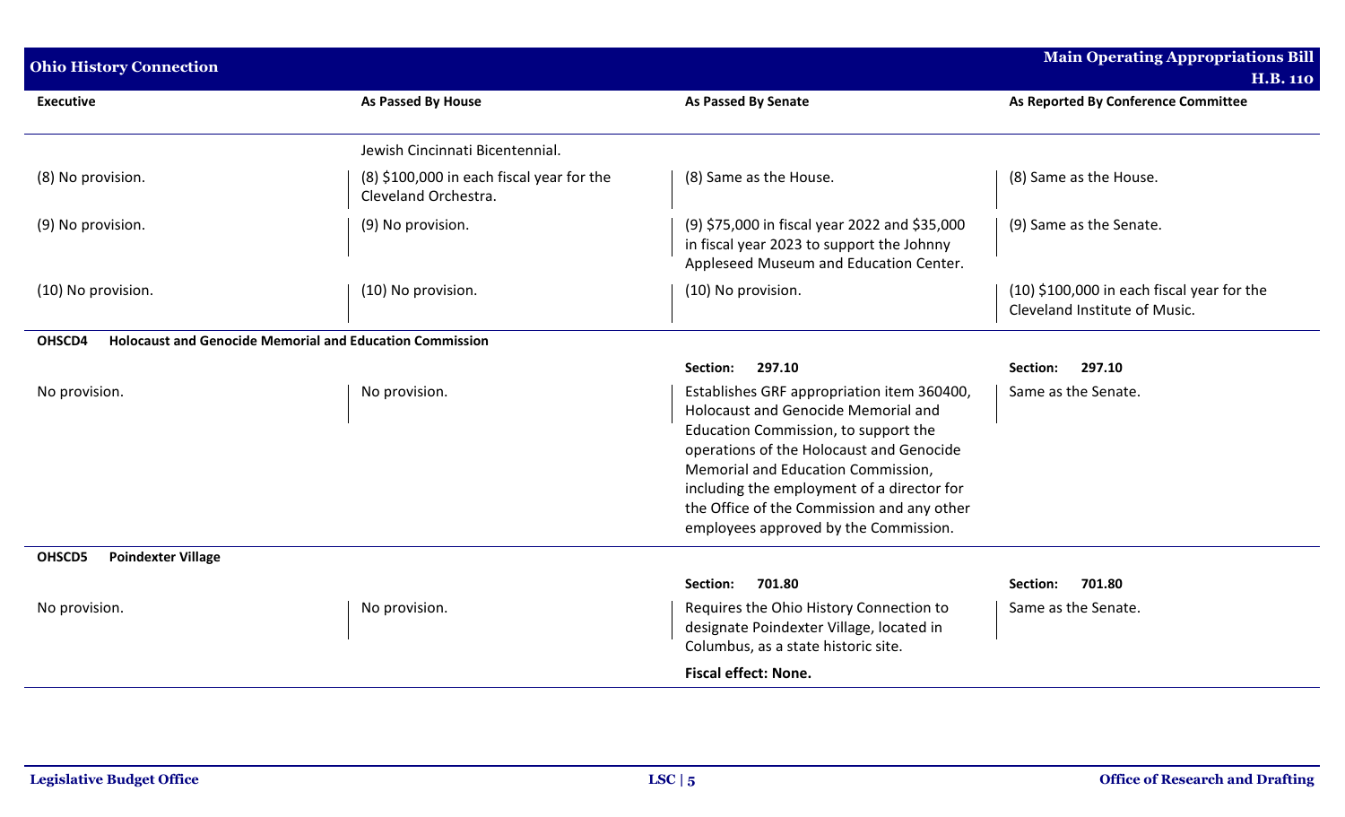| Executive | As Passed By House | As Passed By Senate | As Reported By Conference Committee |
|---|---|---|---|
| | Jewish Cincinnati Bicentennial. | | |
| (8) No provision. | (8) $100,000 in each fiscal year for the Cleveland Orchestra. | (8) Same as the House. | (8) Same as the House. |
| (9) No provision. | (9) No provision. | (9) $75,000 in fiscal year 2022 and $35,000 in fiscal year 2023 to support the Johnny Appleseed Museum and Education Center. | (9) Same as the Senate. |
| (10) No provision. | (10) No provision. | (10) No provision. | (10) $100,000 in each fiscal year for the Cleveland Institute of Music. |
| **OHSCD4 Holocaust and Genocide Memorial and Education Commission** | | | |
| | | **Section: 297.10** | **Section: 297.10** |
| No provision. | No provision. | Establishes GRF appropriation item 360400, Holocaust and Genocide Memorial and Education Commission, to support the operations of the Holocaust and Genocide Memorial and Education Commission, including the employment of a director for the Office of the Commission and any other employees approved by the Commission. | Same as the Senate. |
| **OHSCD5 Poindexter Village** | | | |
| | | **Section: 701.80** | **Section: 701.80** |
| No provision. | No provision. | Requires the Ohio History Connection to designate Poindexter Village, located in Columbus, as a state historic site. | Same as the Senate. |
| | | **Fiscal effect: None.** | |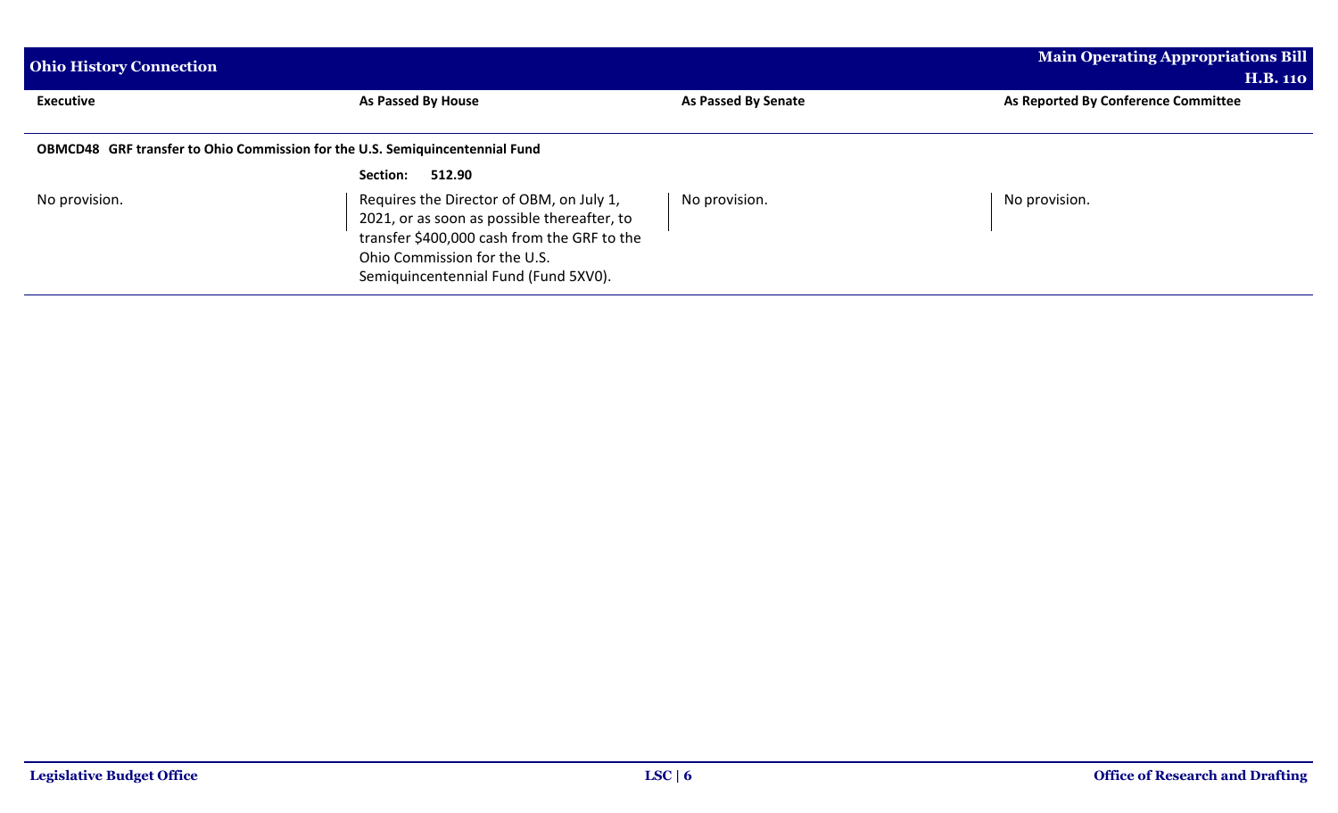| Executive | As Passed By House | As Passed By Senate | As Reported By Conference Committee |
|---|---|---|---|
| **OBMCD48 GRF transfer to Ohio Commission for the U.S. Semiquincentennial Fund** | | | |
| | **Section: 512.90** | | |
| No provision. | Requires the Director of OBM, on July 1, 2021, or as soon as possible thereafter, to transfer $400,000 cash from the GRF to the Ohio Commission for the U.S. Semiquincentennial Fund (Fund 5XV0). | No provision. | No provision. |